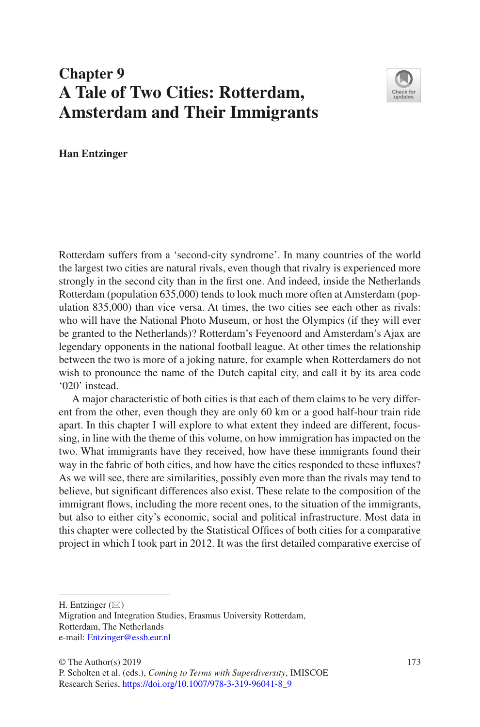# Chapter 9
# A Tale of Two Cities: Rotterdam, Amsterdam and Their Immigrants

**Han Entzinger**

Rotterdam suffers from a 'second-city syndrome'. In many countries of the world the largest two cities are natural rivals, even though that rivalry is experienced more strongly in the second city than in the first one. And indeed, inside the Netherlands Rotterdam (population 635,000) tends to look much more often at Amsterdam (population 835,000) than vice versa. At times, the two cities see each other as rivals: who will have the National Photo Museum, or host the Olympics (if they will ever be granted to the Netherlands)? Rotterdam's Feyenoord and Amsterdam's Ajax are legendary opponents in the national football league. At other times the relationship between the two is more of a joking nature, for example when Rotterdamers do not wish to pronounce the name of the Dutch capital city, and call it by its area code '020' instead.

A major characteristic of both cities is that each of them claims to be very different from the other, even though they are only 60 km or a good half-hour train ride apart. In this chapter I will explore to what extent they indeed are different, focussing, in line with the theme of this volume, on how immigration has impacted on the two. What immigrants have they received, how have these immigrants found their way in the fabric of both cities, and how have the cities responded to these influxes? As we will see, there are similarities, possibly even more than the rivals may tend to believe, but significant differences also exist. These relate to the composition of the immigrant flows, including the more recent ones, to the situation of the immigrants, but also to either city's economic, social and political infrastructure. Most data in this chapter were collected by the Statistical Offices of both cities for a comparative project in which I took part in 2012. It was the first detailed comparative exercise of

---

H. Entzinger (✉)
Migration and Integration Studies, Erasmus University Rotterdam, Rotterdam, The Netherlands
e-mail: Entzinger@essb.eur.nl

© The Author(s) 2019
P. Scholten et al. (eds.), *Coming to Terms with Superdiversity*, IMISCOE Research Series, https://doi.org/10.1007/978-3-319-96041-8_9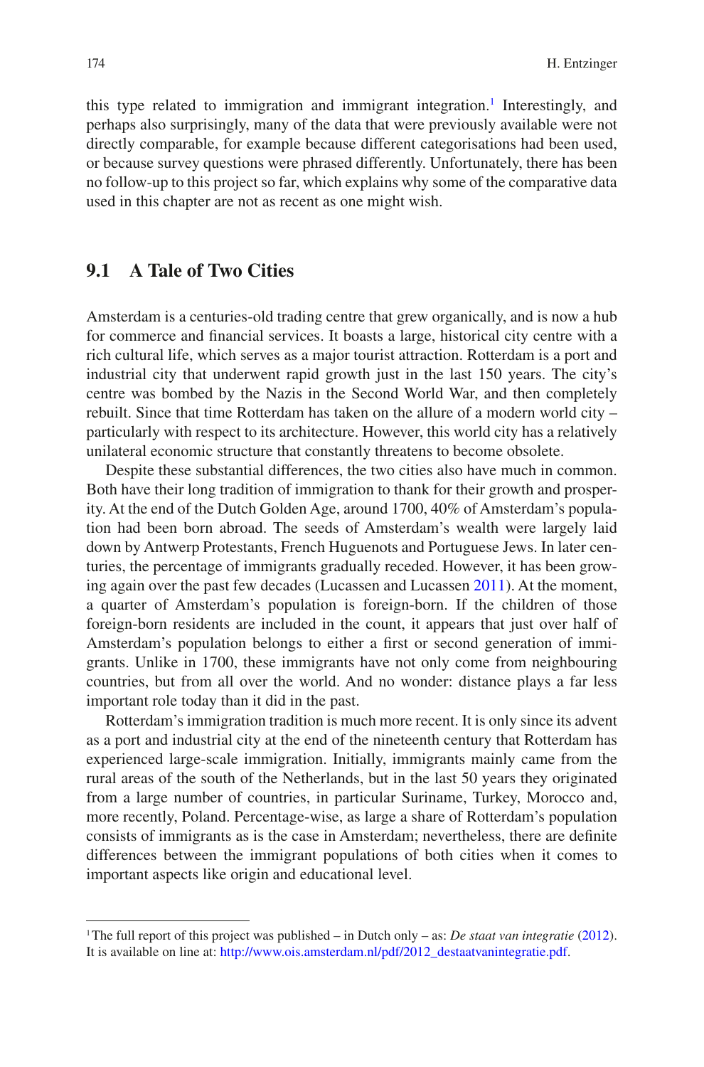this type related to immigration and immigrant integration.[1] Interestingly, and perhaps also surprisingly, many of the data that were previously available were not directly comparable, for example because different categorisations had been used, or because survey questions were phrased differently. Unfortunately, there has been no follow-up to this project so far, which explains why some of the comparative data used in this chapter are not as recent as one might wish.

## 9.1 A Tale of Two Cities

Amsterdam is a centuries-old trading centre that grew organically, and is now a hub for commerce and financial services. It boasts a large, historical city centre with a rich cultural life, which serves as a major tourist attraction. Rotterdam is a port and industrial city that underwent rapid growth just in the last 150 years. The city's centre was bombed by the Nazis in the Second World War, and then completely rebuilt. Since that time Rotterdam has taken on the allure of a modern world city – particularly with respect to its architecture. However, this world city has a relatively unilateral economic structure that constantly threatens to become obsolete.

Despite these substantial differences, the two cities also have much in common. Both have their long tradition of immigration to thank for their growth and prosperity. At the end of the Dutch Golden Age, around 1700, 40% of Amsterdam's population had been born abroad. The seeds of Amsterdam's wealth were largely laid down by Antwerp Protestants, French Huguenots and Portuguese Jews. In later centuries, the percentage of immigrants gradually receded. However, it has been growing again over the past few decades (Lucassen and Lucassen 2011). At the moment, a quarter of Amsterdam's population is foreign-born. If the children of those foreign-born residents are included in the count, it appears that just over half of Amsterdam's population belongs to either a first or second generation of immigrants. Unlike in 1700, these immigrants have not only come from neighbouring countries, but from all over the world. And no wonder: distance plays a far less important role today than it did in the past.

Rotterdam's immigration tradition is much more recent. It is only since its advent as a port and industrial city at the end of the nineteenth century that Rotterdam has experienced large-scale immigration. Initially, immigrants mainly came from the rural areas of the south of the Netherlands, but in the last 50 years they originated from a large number of countries, in particular Suriname, Turkey, Morocco and, more recently, Poland. Percentage-wise, as large a share of Rotterdam's population consists of immigrants as is the case in Amsterdam; nevertheless, there are definite differences between the immigrant populations of both cities when it comes to important aspects like origin and educational level.

---

[1] The full report of this project was published – in Dutch only – as: *De staat van integratie* (2012). It is available on line at: http://www.ois.amsterdam.nl/pdf/2012_destaatvanintegratie.pdf.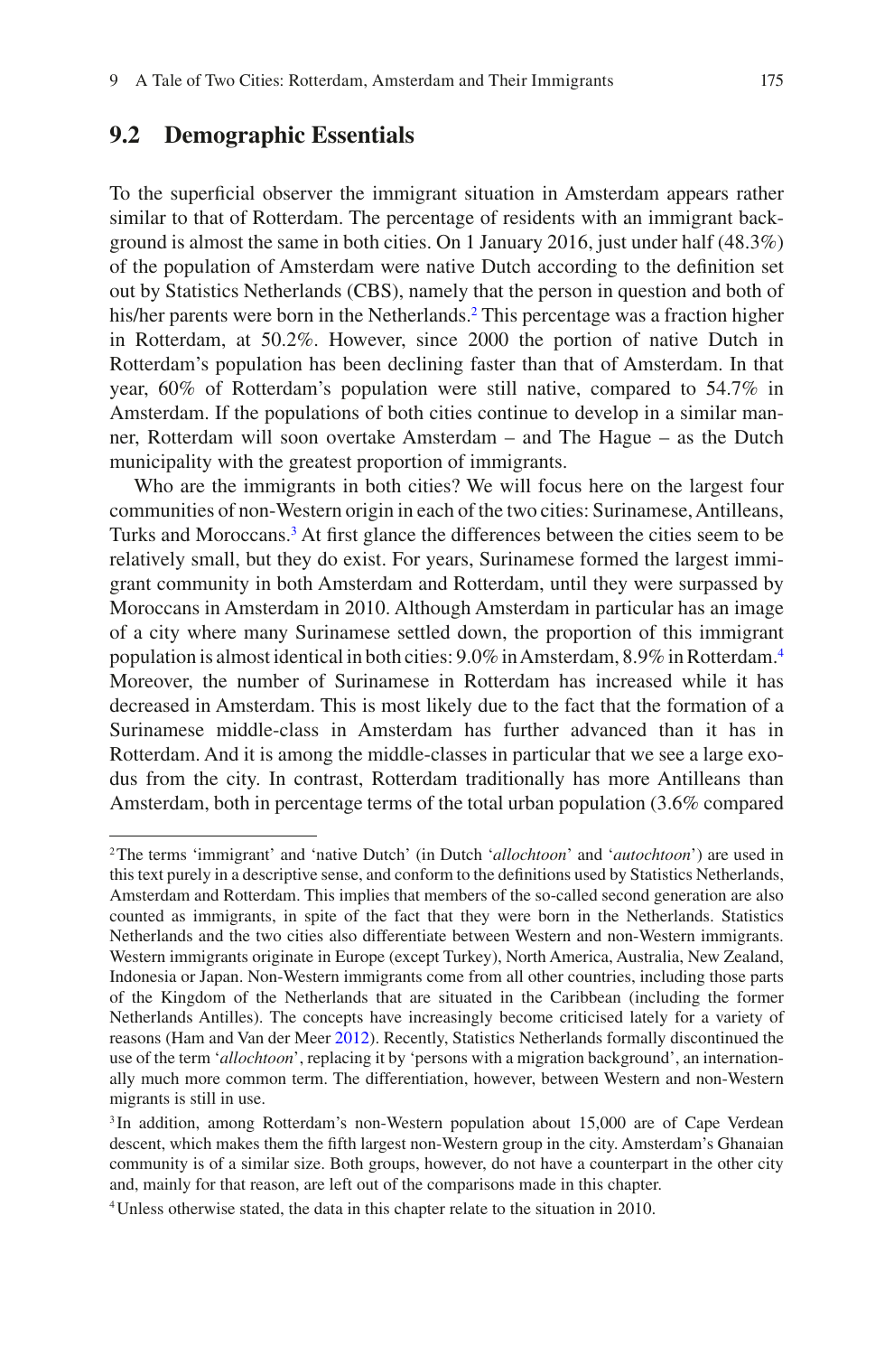## 9.2 Demographic Essentials

To the superficial observer the immigrant situation in Amsterdam appears rather similar to that of Rotterdam. The percentage of residents with an immigrant background is almost the same in both cities. On 1 January 2016, just under half (48.3%) of the population of Amsterdam were native Dutch according to the definition set out by Statistics Netherlands (CBS), namely that the person in question and both of his/her parents were born in the Netherlands.[2] This percentage was a fraction higher in Rotterdam, at 50.2%. However, since 2000 the portion of native Dutch in Rotterdam's population has been declining faster than that of Amsterdam. In that year, 60% of Rotterdam's population were still native, compared to 54.7% in Amsterdam. If the populations of both cities continue to develop in a similar manner, Rotterdam will soon overtake Amsterdam – and The Hague – as the Dutch municipality with the greatest proportion of immigrants.

Who are the immigrants in both cities? We will focus here on the largest four communities of non-Western origin in each of the two cities: Surinamese, Antilleans, Turks and Moroccans.[3] At first glance the differences between the cities seem to be relatively small, but they do exist. For years, Surinamese formed the largest immigrant community in both Amsterdam and Rotterdam, until they were surpassed by Moroccans in Amsterdam in 2010. Although Amsterdam in particular has an image of a city where many Surinamese settled down, the proportion of this immigrant population is almost identical in both cities: 9.0% in Amsterdam, 8.9% in Rotterdam.[4] Moreover, the number of Surinamese in Rotterdam has increased while it has decreased in Amsterdam. This is most likely due to the fact that the formation of a Surinamese middle-class in Amsterdam has further advanced than it has in Rotterdam. And it is among the middle-classes in particular that we see a large exodus from the city. In contrast, Rotterdam traditionally has more Antilleans than Amsterdam, both in percentage terms of the total urban population (3.6% compared

---

[2] The terms 'immigrant' and 'native Dutch' (in Dutch '*allochtoon*' and '*autochtoon*') are used in this text purely in a descriptive sense, and conform to the definitions used by Statistics Netherlands, Amsterdam and Rotterdam. This implies that members of the so-called second generation are also counted as immigrants, in spite of the fact that they were born in the Netherlands. Statistics Netherlands and the two cities also differentiate between Western and non-Western immigrants. Western immigrants originate in Europe (except Turkey), North America, Australia, New Zealand, Indonesia or Japan. Non-Western immigrants come from all other countries, including those parts of the Kingdom of the Netherlands that are situated in the Caribbean (including the former Netherlands Antilles). The concepts have increasingly become criticised lately for a variety of reasons (Ham and Van der Meer 2012). Recently, Statistics Netherlands formally discontinued the use of the term '*allochtoon*', replacing it by 'persons with a migration background', an internationally much more common term. The differentiation, however, between Western and non-Western migrants is still in use.

[3] In addition, among Rotterdam's non-Western population about 15,000 are of Cape Verdean descent, which makes them the fifth largest non-Western group in the city. Amsterdam's Ghanaian community is of a similar size. Both groups, however, do not have a counterpart in the other city and, mainly for that reason, are left out of the comparisons made in this chapter.

[4] Unless otherwise stated, the data in this chapter relate to the situation in 2010.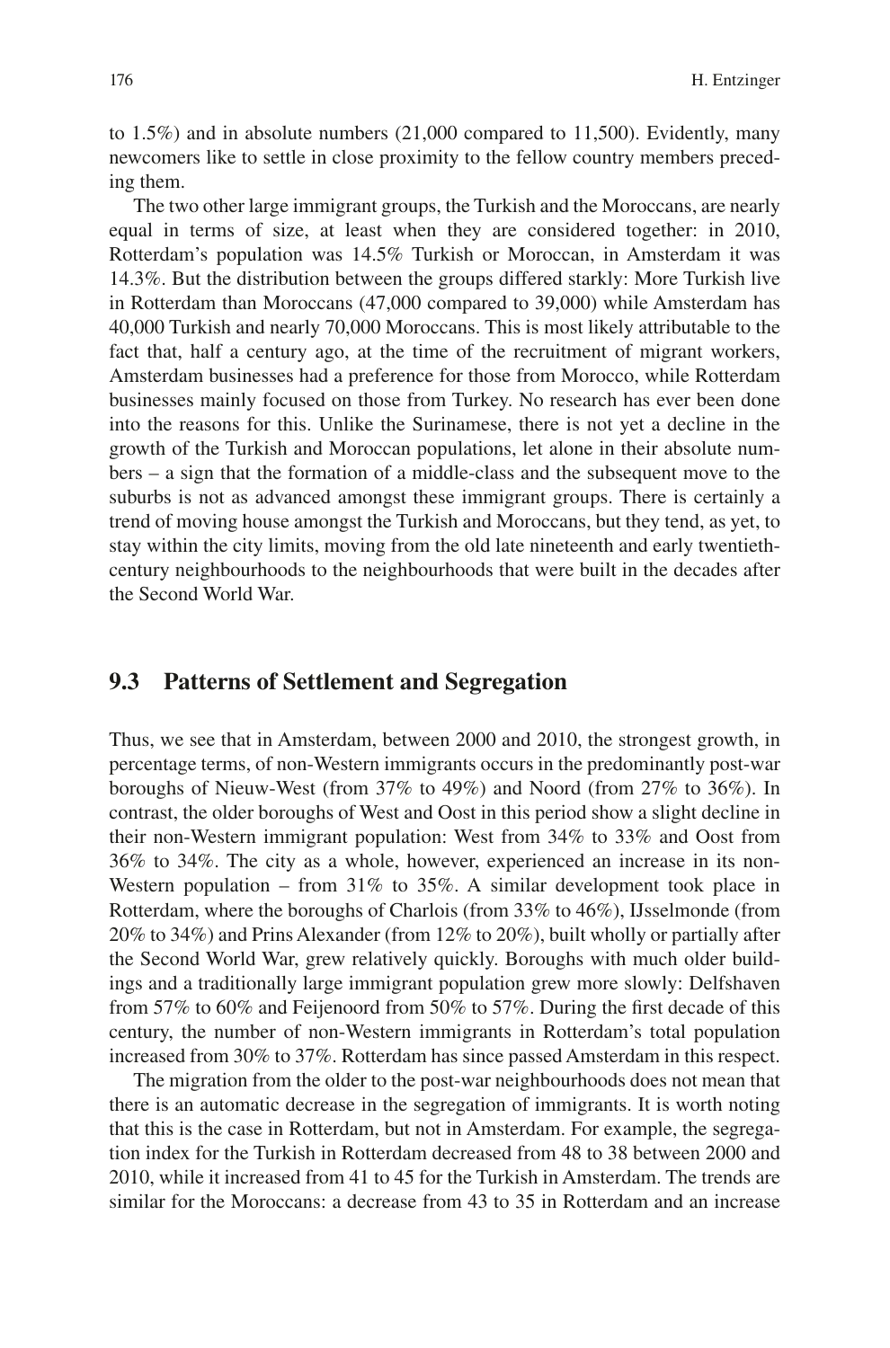to 1.5%) and in absolute numbers (21,000 compared to 11,500). Evidently, many newcomers like to settle in close proximity to the fellow country members preceding them.

The two other large immigrant groups, the Turkish and the Moroccans, are nearly equal in terms of size, at least when they are considered together: in 2010, Rotterdam's population was 14.5% Turkish or Moroccan, in Amsterdam it was 14.3%. But the distribution between the groups differed starkly: More Turkish live in Rotterdam than Moroccans (47,000 compared to 39,000) while Amsterdam has 40,000 Turkish and nearly 70,000 Moroccans. This is most likely attributable to the fact that, half a century ago, at the time of the recruitment of migrant workers, Amsterdam businesses had a preference for those from Morocco, while Rotterdam businesses mainly focused on those from Turkey. No research has ever been done into the reasons for this. Unlike the Surinamese, there is not yet a decline in the growth of the Turkish and Moroccan populations, let alone in their absolute numbers – a sign that the formation of a middle-class and the subsequent move to the suburbs is not as advanced amongst these immigrant groups. There is certainly a trend of moving house amongst the Turkish and Moroccans, but they tend, as yet, to stay within the city limits, moving from the old late nineteenth and early twentieth-century neighbourhoods to the neighbourhoods that were built in the decades after the Second World War.

## 9.3 Patterns of Settlement and Segregation

Thus, we see that in Amsterdam, between 2000 and 2010, the strongest growth, in percentage terms, of non-Western immigrants occurs in the predominantly post-war boroughs of Nieuw-West (from 37% to 49%) and Noord (from 27% to 36%). In contrast, the older boroughs of West and Oost in this period show a slight decline in their non-Western immigrant population: West from 34% to 33% and Oost from 36% to 34%. The city as a whole, however, experienced an increase in its non-Western population – from 31% to 35%. A similar development took place in Rotterdam, where the boroughs of Charlois (from 33% to 46%), IJsselmonde (from 20% to 34%) and Prins Alexander (from 12% to 20%), built wholly or partially after the Second World War, grew relatively quickly. Boroughs with much older buildings and a traditionally large immigrant population grew more slowly: Delfshaven from 57% to 60% and Feijenoord from 50% to 57%. During the first decade of this century, the number of non-Western immigrants in Rotterdam's total population increased from 30% to 37%. Rotterdam has since passed Amsterdam in this respect.

The migration from the older to the post-war neighbourhoods does not mean that there is an automatic decrease in the segregation of immigrants. It is worth noting that this is the case in Rotterdam, but not in Amsterdam. For example, the segregation index for the Turkish in Rotterdam decreased from 48 to 38 between 2000 and 2010, while it increased from 41 to 45 for the Turkish in Amsterdam. The trends are similar for the Moroccans: a decrease from 43 to 35 in Rotterdam and an increase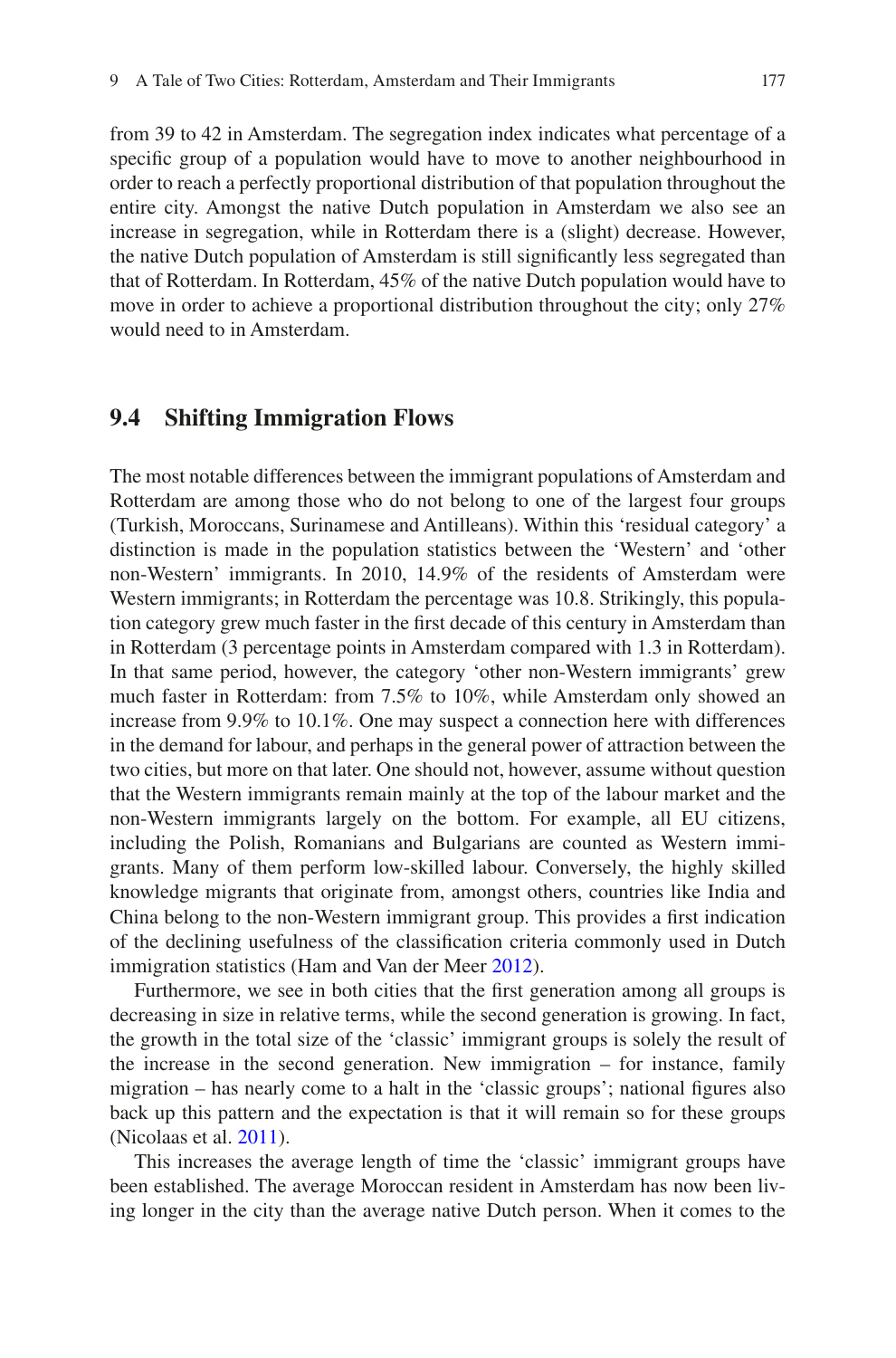from 39 to 42 in Amsterdam. The segregation index indicates what percentage of a specific group of a population would have to move to another neighbourhood in order to reach a perfectly proportional distribution of that population throughout the entire city. Amongst the native Dutch population in Amsterdam we also see an increase in segregation, while in Rotterdam there is a (slight) decrease. However, the native Dutch population of Amsterdam is still significantly less segregated than that of Rotterdam. In Rotterdam, 45% of the native Dutch population would have to move in order to achieve a proportional distribution throughout the city; only 27% would need to in Amsterdam.

## 9.4 Shifting Immigration Flows

The most notable differences between the immigrant populations of Amsterdam and Rotterdam are among those who do not belong to one of the largest four groups (Turkish, Moroccans, Surinamese and Antilleans). Within this 'residual category' a distinction is made in the population statistics between the 'Western' and 'other non-Western' immigrants. In 2010, 14.9% of the residents of Amsterdam were Western immigrants; in Rotterdam the percentage was 10.8. Strikingly, this population category grew much faster in the first decade of this century in Amsterdam than in Rotterdam (3 percentage points in Amsterdam compared with 1.3 in Rotterdam). In that same period, however, the category 'other non-Western immigrants' grew much faster in Rotterdam: from 7.5% to 10%, while Amsterdam only showed an increase from 9.9% to 10.1%. One may suspect a connection here with differences in the demand for labour, and perhaps in the general power of attraction between the two cities, but more on that later. One should not, however, assume without question that the Western immigrants remain mainly at the top of the labour market and the non-Western immigrants largely on the bottom. For example, all EU citizens, including the Polish, Romanians and Bulgarians are counted as Western immigrants. Many of them perform low-skilled labour. Conversely, the highly skilled knowledge migrants that originate from, amongst others, countries like India and China belong to the non-Western immigrant group. This provides a first indication of the declining usefulness of the classification criteria commonly used in Dutch immigration statistics (Ham and Van der Meer 2012).

Furthermore, we see in both cities that the first generation among all groups is decreasing in size in relative terms, while the second generation is growing. In fact, the growth in the total size of the 'classic' immigrant groups is solely the result of the increase in the second generation. New immigration – for instance, family migration – has nearly come to a halt in the 'classic groups'; national figures also back up this pattern and the expectation is that it will remain so for these groups (Nicolaas et al. 2011).

This increases the average length of time the 'classic' immigrant groups have been established. The average Moroccan resident in Amsterdam has now been living longer in the city than the average native Dutch person. When it comes to the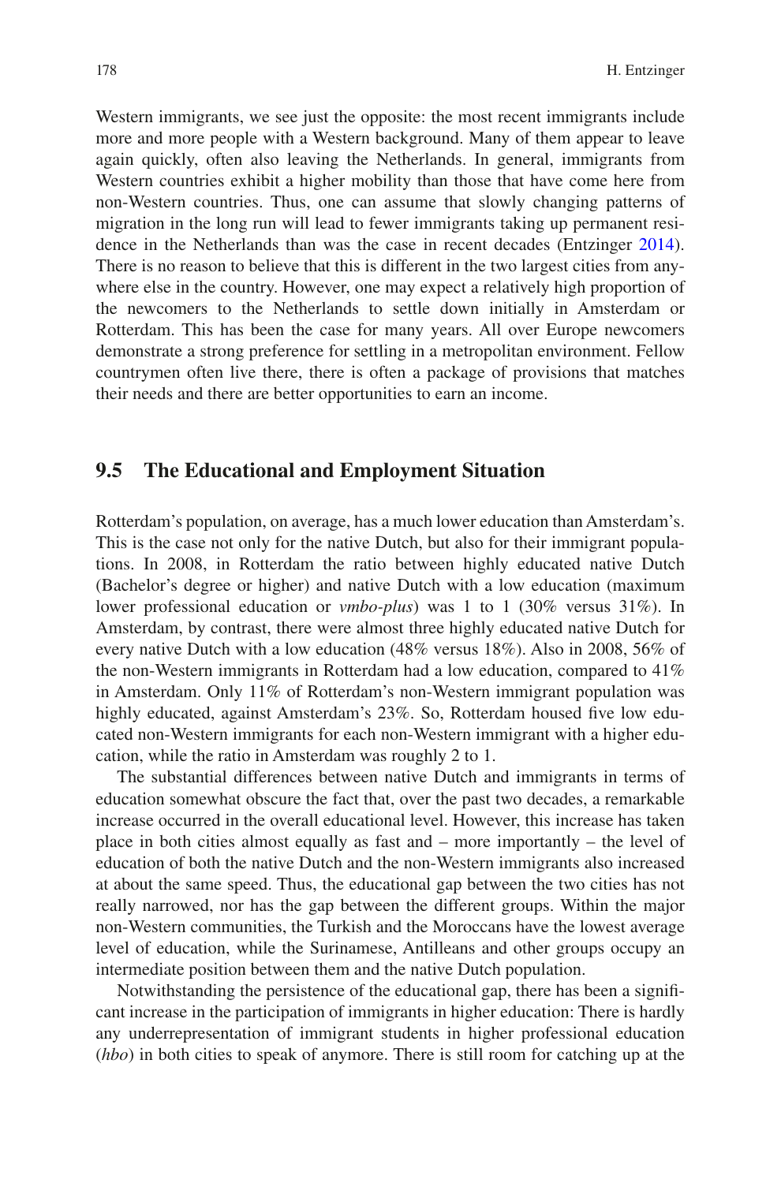Western immigrants, we see just the opposite: the most recent immigrants include more and more people with a Western background. Many of them appear to leave again quickly, often also leaving the Netherlands. In general, immigrants from Western countries exhibit a higher mobility than those that have come here from non-Western countries. Thus, one can assume that slowly changing patterns of migration in the long run will lead to fewer immigrants taking up permanent residence in the Netherlands than was the case in recent decades (Entzinger 2014). There is no reason to believe that this is different in the two largest cities from anywhere else in the country. However, one may expect a relatively high proportion of the newcomers to the Netherlands to settle down initially in Amsterdam or Rotterdam. This has been the case for many years. All over Europe newcomers demonstrate a strong preference for settling in a metropolitan environment. Fellow countrymen often live there, there is often a package of provisions that matches their needs and there are better opportunities to earn an income.

## 9.5 The Educational and Employment Situation

Rotterdam's population, on average, has a much lower education than Amsterdam's. This is the case not only for the native Dutch, but also for their immigrant populations. In 2008, in Rotterdam the ratio between highly educated native Dutch (Bachelor's degree or higher) and native Dutch with a low education (maximum lower professional education or *vmbo-plus*) was 1 to 1 (30% versus 31%). In Amsterdam, by contrast, there were almost three highly educated native Dutch for every native Dutch with a low education (48% versus 18%). Also in 2008, 56% of the non-Western immigrants in Rotterdam had a low education, compared to 41% in Amsterdam. Only 11% of Rotterdam's non-Western immigrant population was highly educated, against Amsterdam's 23%. So, Rotterdam housed five low educated non-Western immigrants for each non-Western immigrant with a higher education, while the ratio in Amsterdam was roughly 2 to 1.

The substantial differences between native Dutch and immigrants in terms of education somewhat obscure the fact that, over the past two decades, a remarkable increase occurred in the overall educational level. However, this increase has taken place in both cities almost equally as fast and – more importantly – the level of education of both the native Dutch and the non-Western immigrants also increased at about the same speed. Thus, the educational gap between the two cities has not really narrowed, nor has the gap between the different groups. Within the major non-Western communities, the Turkish and the Moroccans have the lowest average level of education, while the Surinamese, Antilleans and other groups occupy an intermediate position between them and the native Dutch population.

Notwithstanding the persistence of the educational gap, there has been a significant increase in the participation of immigrants in higher education: There is hardly any underrepresentation of immigrant students in higher professional education (*hbo*) in both cities to speak of anymore. There is still room for catching up at the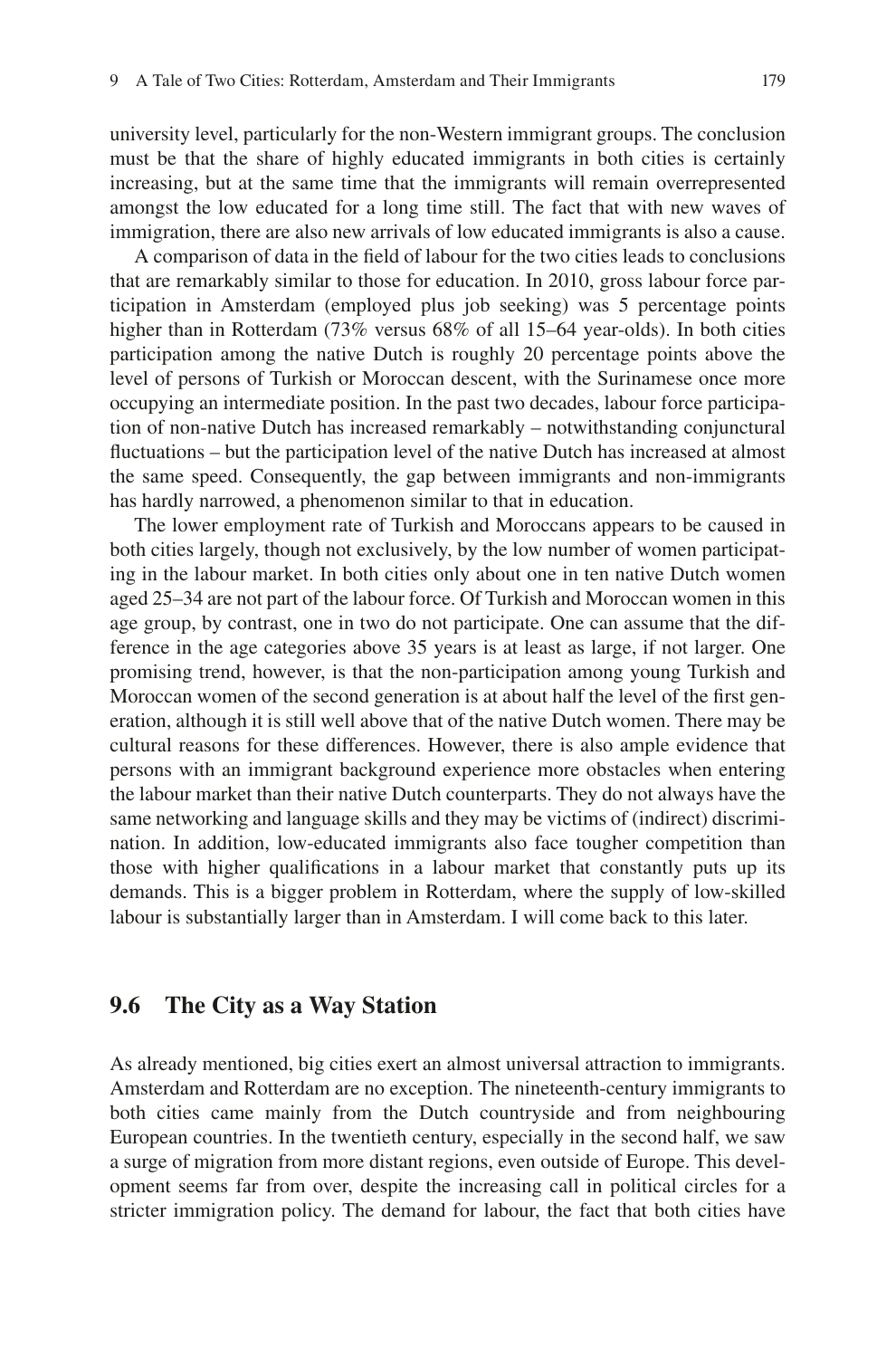university level, particularly for the non-Western immigrant groups. The conclusion must be that the share of highly educated immigrants in both cities is certainly increasing, but at the same time that the immigrants will remain overrepresented amongst the low educated for a long time still. The fact that with new waves of immigration, there are also new arrivals of low educated immigrants is also a cause.

A comparison of data in the field of labour for the two cities leads to conclusions that are remarkably similar to those for education. In 2010, gross labour force participation in Amsterdam (employed plus job seeking) was 5 percentage points higher than in Rotterdam (73% versus 68% of all 15–64 year-olds). In both cities participation among the native Dutch is roughly 20 percentage points above the level of persons of Turkish or Moroccan descent, with the Surinamese once more occupying an intermediate position. In the past two decades, labour force participation of non-native Dutch has increased remarkably – notwithstanding conjunctural fluctuations – but the participation level of the native Dutch has increased at almost the same speed. Consequently, the gap between immigrants and non-immigrants has hardly narrowed, a phenomenon similar to that in education.

The lower employment rate of Turkish and Moroccans appears to be caused in both cities largely, though not exclusively, by the low number of women participating in the labour market. In both cities only about one in ten native Dutch women aged 25–34 are not part of the labour force. Of Turkish and Moroccan women in this age group, by contrast, one in two do not participate. One can assume that the difference in the age categories above 35 years is at least as large, if not larger. One promising trend, however, is that the non-participation among young Turkish and Moroccan women of the second generation is at about half the level of the first generation, although it is still well above that of the native Dutch women. There may be cultural reasons for these differences. However, there is also ample evidence that persons with an immigrant background experience more obstacles when entering the labour market than their native Dutch counterparts. They do not always have the same networking and language skills and they may be victims of (indirect) discrimination. In addition, low-educated immigrants also face tougher competition than those with higher qualifications in a labour market that constantly puts up its demands. This is a bigger problem in Rotterdam, where the supply of low-skilled labour is substantially larger than in Amsterdam. I will come back to this later.

## 9.6 The City as a Way Station

As already mentioned, big cities exert an almost universal attraction to immigrants. Amsterdam and Rotterdam are no exception. The nineteenth-century immigrants to both cities came mainly from the Dutch countryside and from neighbouring European countries. In the twentieth century, especially in the second half, we saw a surge of migration from more distant regions, even outside of Europe. This development seems far from over, despite the increasing call in political circles for a stricter immigration policy. The demand for labour, the fact that both cities have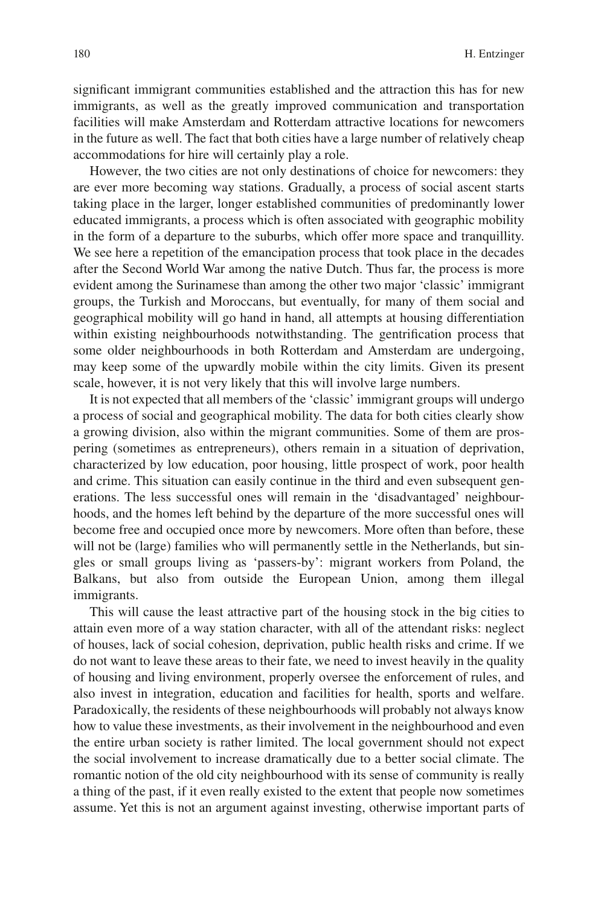significant immigrant communities established and the attraction this has for new immigrants, as well as the greatly improved communication and transportation facilities will make Amsterdam and Rotterdam attractive locations for newcomers in the future as well. The fact that both cities have a large number of relatively cheap accommodations for hire will certainly play a role.

However, the two cities are not only destinations of choice for newcomers: they are ever more becoming way stations. Gradually, a process of social ascent starts taking place in the larger, longer established communities of predominantly lower educated immigrants, a process which is often associated with geographic mobility in the form of a departure to the suburbs, which offer more space and tranquillity. We see here a repetition of the emancipation process that took place in the decades after the Second World War among the native Dutch. Thus far, the process is more evident among the Surinamese than among the other two major 'classic' immigrant groups, the Turkish and Moroccans, but eventually, for many of them social and geographical mobility will go hand in hand, all attempts at housing differentiation within existing neighbourhoods notwithstanding. The gentrification process that some older neighbourhoods in both Rotterdam and Amsterdam are undergoing, may keep some of the upwardly mobile within the city limits. Given its present scale, however, it is not very likely that this will involve large numbers.

It is not expected that all members of the 'classic' immigrant groups will undergo a process of social and geographical mobility. The data for both cities clearly show a growing division, also within the migrant communities. Some of them are prospering (sometimes as entrepreneurs), others remain in a situation of deprivation, characterized by low education, poor housing, little prospect of work, poor health and crime. This situation can easily continue in the third and even subsequent generations. The less successful ones will remain in the 'disadvantaged' neighbourhoods, and the homes left behind by the departure of the more successful ones will become free and occupied once more by newcomers. More often than before, these will not be (large) families who will permanently settle in the Netherlands, but singles or small groups living as 'passers-by': migrant workers from Poland, the Balkans, but also from outside the European Union, among them illegal immigrants.

This will cause the least attractive part of the housing stock in the big cities to attain even more of a way station character, with all of the attendant risks: neglect of houses, lack of social cohesion, deprivation, public health risks and crime. If we do not want to leave these areas to their fate, we need to invest heavily in the quality of housing and living environment, properly oversee the enforcement of rules, and also invest in integration, education and facilities for health, sports and welfare. Paradoxically, the residents of these neighbourhoods will probably not always know how to value these investments, as their involvement in the neighbourhood and even the entire urban society is rather limited. The local government should not expect the social involvement to increase dramatically due to a better social climate. The romantic notion of the old city neighbourhood with its sense of community is really a thing of the past, if it even really existed to the extent that people now sometimes assume. Yet this is not an argument against investing, otherwise important parts of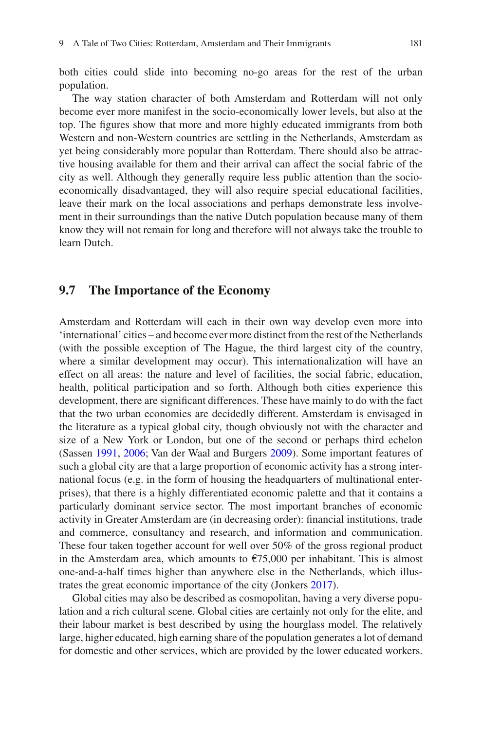both cities could slide into becoming no-go areas for the rest of the urban population.

The way station character of both Amsterdam and Rotterdam will not only become ever more manifest in the socio-economically lower levels, but also at the top. The figures show that more and more highly educated immigrants from both Western and non-Western countries are settling in the Netherlands, Amsterdam as yet being considerably more popular than Rotterdam. There should also be attractive housing available for them and their arrival can affect the social fabric of the city as well. Although they generally require less public attention than the socio-economically disadvantaged, they will also require special educational facilities, leave their mark on the local associations and perhaps demonstrate less involvement in their surroundings than the native Dutch population because many of them know they will not remain for long and therefore will not always take the trouble to learn Dutch.

## 9.7 The Importance of the Economy

Amsterdam and Rotterdam will each in their own way develop even more into 'international' cities – and become ever more distinct from the rest of the Netherlands (with the possible exception of The Hague, the third largest city of the country, where a similar development may occur). This internationalization will have an effect on all areas: the nature and level of facilities, the social fabric, education, health, political participation and so forth. Although both cities experience this development, there are significant differences. These have mainly to do with the fact that the two urban economies are decidedly different. Amsterdam is envisaged in the literature as a typical global city, though obviously not with the character and size of a New York or London, but one of the second or perhaps third echelon (Sassen 1991, 2006; Van der Waal and Burgers 2009). Some important features of such a global city are that a large proportion of economic activity has a strong international focus (e.g. in the form of housing the headquarters of multinational enterprises), that there is a highly differentiated economic palette and that it contains a particularly dominant service sector. The most important branches of economic activity in Greater Amsterdam are (in decreasing order): financial institutions, trade and commerce, consultancy and research, and information and communication. These four taken together account for well over 50% of the gross regional product in the Amsterdam area, which amounts to €75,000 per inhabitant. This is almost one-and-a-half times higher than anywhere else in the Netherlands, which illustrates the great economic importance of the city (Jonkers 2017).

Global cities may also be described as cosmopolitan, having a very diverse population and a rich cultural scene. Global cities are certainly not only for the elite, and their labour market is best described by using the hourglass model. The relatively large, higher educated, high earning share of the population generates a lot of demand for domestic and other services, which are provided by the lower educated workers.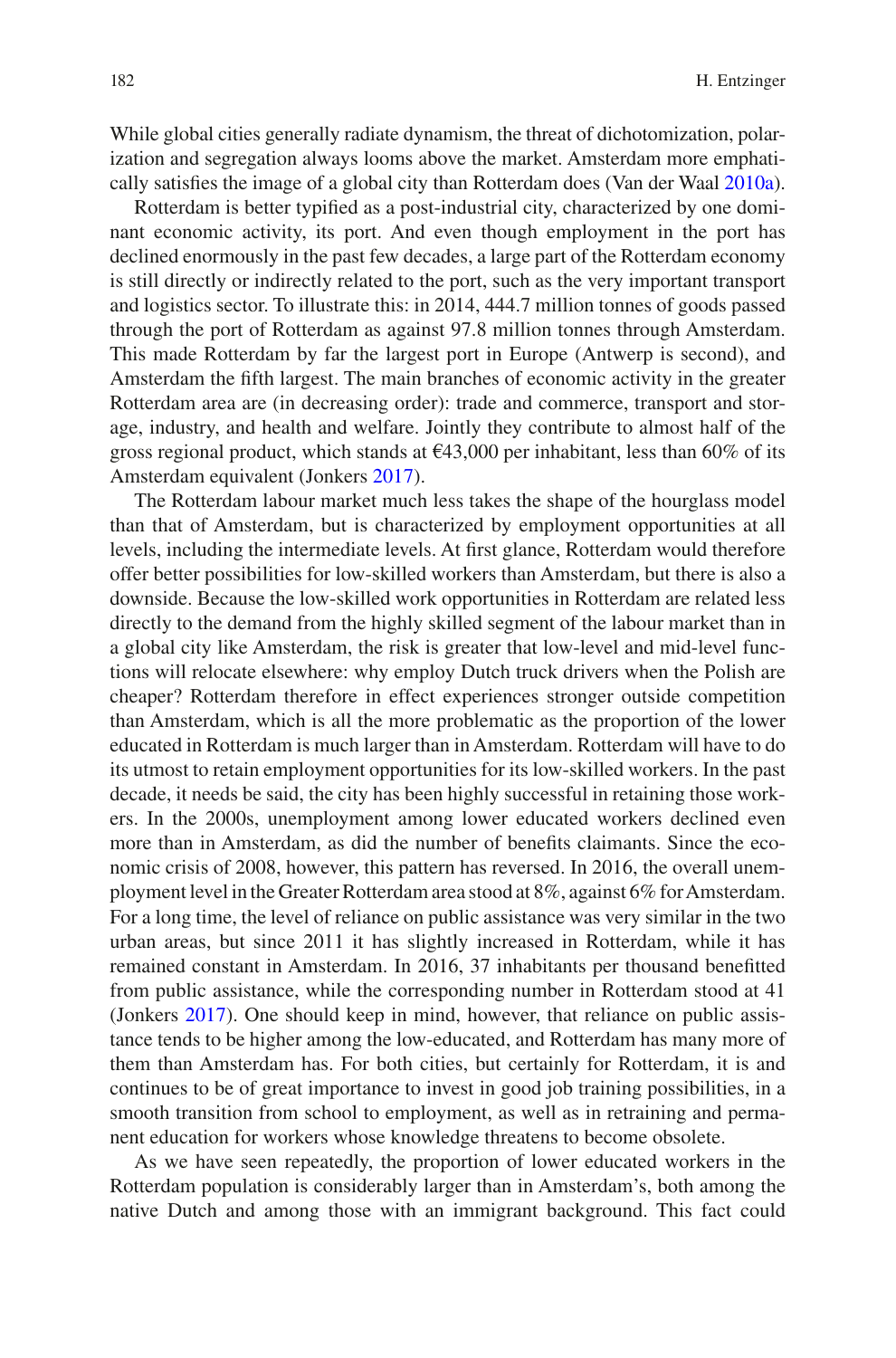While global cities generally radiate dynamism, the threat of dichotomization, polarization and segregation always looms above the market. Amsterdam more emphatically satisfies the image of a global city than Rotterdam does (Van der Waal 2010a).

Rotterdam is better typified as a post-industrial city, characterized by one dominant economic activity, its port. And even though employment in the port has declined enormously in the past few decades, a large part of the Rotterdam economy is still directly or indirectly related to the port, such as the very important transport and logistics sector. To illustrate this: in 2014, 444.7 million tonnes of goods passed through the port of Rotterdam as against 97.8 million tonnes through Amsterdam. This made Rotterdam by far the largest port in Europe (Antwerp is second), and Amsterdam the fifth largest. The main branches of economic activity in the greater Rotterdam area are (in decreasing order): trade and commerce, transport and storage, industry, and health and welfare. Jointly they contribute to almost half of the gross regional product, which stands at €43,000 per inhabitant, less than 60% of its Amsterdam equivalent (Jonkers 2017).

The Rotterdam labour market much less takes the shape of the hourglass model than that of Amsterdam, but is characterized by employment opportunities at all levels, including the intermediate levels. At first glance, Rotterdam would therefore offer better possibilities for low-skilled workers than Amsterdam, but there is also a downside. Because the low-skilled work opportunities in Rotterdam are related less directly to the demand from the highly skilled segment of the labour market than in a global city like Amsterdam, the risk is greater that low-level and mid-level functions will relocate elsewhere: why employ Dutch truck drivers when the Polish are cheaper? Rotterdam therefore in effect experiences stronger outside competition than Amsterdam, which is all the more problematic as the proportion of the lower educated in Rotterdam is much larger than in Amsterdam. Rotterdam will have to do its utmost to retain employment opportunities for its low-skilled workers. In the past decade, it needs be said, the city has been highly successful in retaining those workers. In the 2000s, unemployment among lower educated workers declined even more than in Amsterdam, as did the number of benefits claimants. Since the economic crisis of 2008, however, this pattern has reversed. In 2016, the overall unemployment level in the Greater Rotterdam area stood at 8%, against 6% for Amsterdam. For a long time, the level of reliance on public assistance was very similar in the two urban areas, but since 2011 it has slightly increased in Rotterdam, while it has remained constant in Amsterdam. In 2016, 37 inhabitants per thousand benefitted from public assistance, while the corresponding number in Rotterdam stood at 41 (Jonkers 2017). One should keep in mind, however, that reliance on public assistance tends to be higher among the low-educated, and Rotterdam has many more of them than Amsterdam has. For both cities, but certainly for Rotterdam, it is and continues to be of great importance to invest in good job training possibilities, in a smooth transition from school to employment, as well as in retraining and permanent education for workers whose knowledge threatens to become obsolete.

As we have seen repeatedly, the proportion of lower educated workers in the Rotterdam population is considerably larger than in Amsterdam's, both among the native Dutch and among those with an immigrant background. This fact could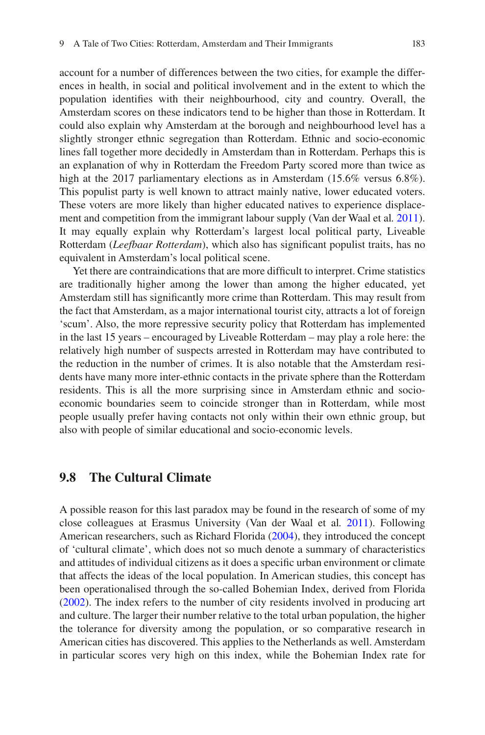account for a number of differences between the two cities, for example the differences in health, in social and political involvement and in the extent to which the population identifies with their neighbourhood, city and country. Overall, the Amsterdam scores on these indicators tend to be higher than those in Rotterdam. It could also explain why Amsterdam at the borough and neighbourhood level has a slightly stronger ethnic segregation than Rotterdam. Ethnic and socio-economic lines fall together more decidedly in Amsterdam than in Rotterdam. Perhaps this is an explanation of why in Rotterdam the Freedom Party scored more than twice as high at the 2017 parliamentary elections as in Amsterdam (15.6% versus 6.8%). This populist party is well known to attract mainly native, lower educated voters. These voters are more likely than higher educated natives to experience displacement and competition from the immigrant labour supply (Van der Waal et al. 2011). It may equally explain why Rotterdam's largest local political party, Liveable Rotterdam (*Leefbaar Rotterdam*), which also has significant populist traits, has no equivalent in Amsterdam's local political scene.

Yet there are contraindications that are more difficult to interpret. Crime statistics are traditionally higher among the lower than among the higher educated, yet Amsterdam still has significantly more crime than Rotterdam. This may result from the fact that Amsterdam, as a major international tourist city, attracts a lot of foreign 'scum'. Also, the more repressive security policy that Rotterdam has implemented in the last 15 years – encouraged by Liveable Rotterdam – may play a role here: the relatively high number of suspects arrested in Rotterdam may have contributed to the reduction in the number of crimes. It is also notable that the Amsterdam residents have many more inter-ethnic contacts in the private sphere than the Rotterdam residents. This is all the more surprising since in Amsterdam ethnic and socio-economic boundaries seem to coincide stronger than in Rotterdam, while most people usually prefer having contacts not only within their own ethnic group, but also with people of similar educational and socio-economic levels.

## 9.8 The Cultural Climate

A possible reason for this last paradox may be found in the research of some of my close colleagues at Erasmus University (Van der Waal et al. 2011). Following American researchers, such as Richard Florida (2004), they introduced the concept of 'cultural climate', which does not so much denote a summary of characteristics and attitudes of individual citizens as it does a specific urban environment or climate that affects the ideas of the local population. In American studies, this concept has been operationalised through the so-called Bohemian Index, derived from Florida (2002). The index refers to the number of city residents involved in producing art and culture. The larger their number relative to the total urban population, the higher the tolerance for diversity among the population, or so comparative research in American cities has discovered. This applies to the Netherlands as well. Amsterdam in particular scores very high on this index, while the Bohemian Index rate for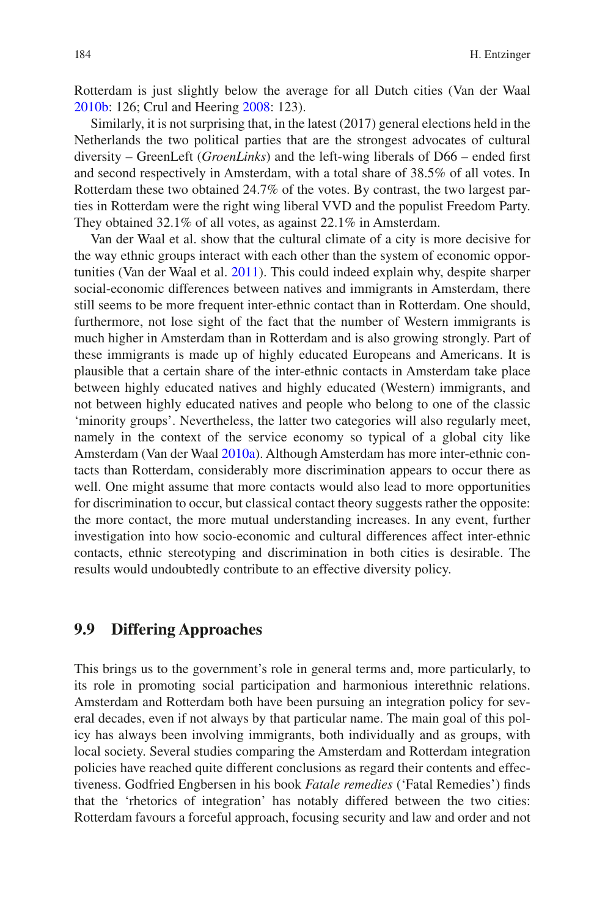Rotterdam is just slightly below the average for all Dutch cities (Van der Waal 2010b: 126; Crul and Heering 2008: 123).

Similarly, it is not surprising that, in the latest (2017) general elections held in the Netherlands the two political parties that are the strongest advocates of cultural diversity – GreenLeft (*GroenLinks*) and the left-wing liberals of D66 – ended first and second respectively in Amsterdam, with a total share of 38.5% of all votes. In Rotterdam these two obtained 24.7% of the votes. By contrast, the two largest parties in Rotterdam were the right wing liberal VVD and the populist Freedom Party. They obtained 32.1% of all votes, as against 22.1% in Amsterdam.

Van der Waal et al. show that the cultural climate of a city is more decisive for the way ethnic groups interact with each other than the system of economic opportunities (Van der Waal et al. 2011). This could indeed explain why, despite sharper social-economic differences between natives and immigrants in Amsterdam, there still seems to be more frequent inter-ethnic contact than in Rotterdam. One should, furthermore, not lose sight of the fact that the number of Western immigrants is much higher in Amsterdam than in Rotterdam and is also growing strongly. Part of these immigrants is made up of highly educated Europeans and Americans. It is plausible that a certain share of the inter-ethnic contacts in Amsterdam take place between highly educated natives and highly educated (Western) immigrants, and not between highly educated natives and people who belong to one of the classic 'minority groups'. Nevertheless, the latter two categories will also regularly meet, namely in the context of the service economy so typical of a global city like Amsterdam (Van der Waal 2010a). Although Amsterdam has more inter-ethnic contacts than Rotterdam, considerably more discrimination appears to occur there as well. One might assume that more contacts would also lead to more opportunities for discrimination to occur, but classical contact theory suggests rather the opposite: the more contact, the more mutual understanding increases. In any event, further investigation into how socio-economic and cultural differences affect inter-ethnic contacts, ethnic stereotyping and discrimination in both cities is desirable. The results would undoubtedly contribute to an effective diversity policy.

## 9.9 Differing Approaches

This brings us to the government's role in general terms and, more particularly, to its role in promoting social participation and harmonious interethnic relations. Amsterdam and Rotterdam both have been pursuing an integration policy for several decades, even if not always by that particular name. The main goal of this policy has always been involving immigrants, both individually and as groups, with local society. Several studies comparing the Amsterdam and Rotterdam integration policies have reached quite different conclusions as regard their contents and effectiveness. Godfried Engbersen in his book *Fatale remedies* ('Fatal Remedies') finds that the 'rhetorics of integration' has notably differed between the two cities: Rotterdam favours a forceful approach, focusing security and law and order and not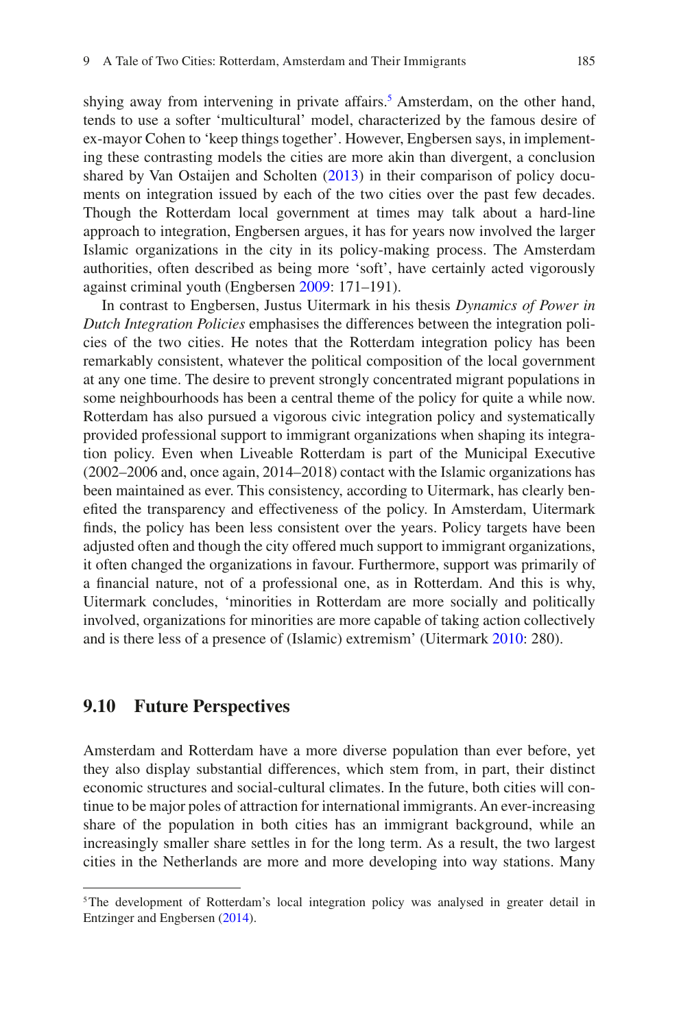shying away from intervening in private affairs.[5] Amsterdam, on the other hand, tends to use a softer 'multicultural' model, characterized by the famous desire of ex-mayor Cohen to 'keep things together'. However, Engbersen says, in implementing these contrasting models the cities are more akin than divergent, a conclusion shared by Van Ostaijen and Scholten (2013) in their comparison of policy documents on integration issued by each of the two cities over the past few decades. Though the Rotterdam local government at times may talk about a hard-line approach to integration, Engbersen argues, it has for years now involved the larger Islamic organizations in the city in its policy-making process. The Amsterdam authorities, often described as being more 'soft', have certainly acted vigorously against criminal youth (Engbersen 2009: 171–191).

In contrast to Engbersen, Justus Uitermark in his thesis *Dynamics of Power in Dutch Integration Policies* emphasises the differences between the integration policies of the two cities. He notes that the Rotterdam integration policy has been remarkably consistent, whatever the political composition of the local government at any one time. The desire to prevent strongly concentrated migrant populations in some neighbourhoods has been a central theme of the policy for quite a while now. Rotterdam has also pursued a vigorous civic integration policy and systematically provided professional support to immigrant organizations when shaping its integration policy. Even when Liveable Rotterdam is part of the Municipal Executive (2002–2006 and, once again, 2014–2018) contact with the Islamic organizations has been maintained as ever. This consistency, according to Uitermark, has clearly benefited the transparency and effectiveness of the policy. In Amsterdam, Uitermark finds, the policy has been less consistent over the years. Policy targets have been adjusted often and though the city offered much support to immigrant organizations, it often changed the organizations in favour. Furthermore, support was primarily of a financial nature, not of a professional one, as in Rotterdam. And this is why, Uitermark concludes, 'minorities in Rotterdam are more socially and politically involved, organizations for minorities are more capable of taking action collectively and is there less of a presence of (Islamic) extremism' (Uitermark 2010: 280).

## 9.10 Future Perspectives

Amsterdam and Rotterdam have a more diverse population than ever before, yet they also display substantial differences, which stem from, in part, their distinct economic structures and social-cultural climates. In the future, both cities will continue to be major poles of attraction for international immigrants. An ever-increasing share of the population in both cities has an immigrant background, while an increasingly smaller share settles in for the long term. As a result, the two largest cities in the Netherlands are more and more developing into way stations. Many

[5] The development of Rotterdam's local integration policy was analysed in greater detail in Entzinger and Engbersen (2014).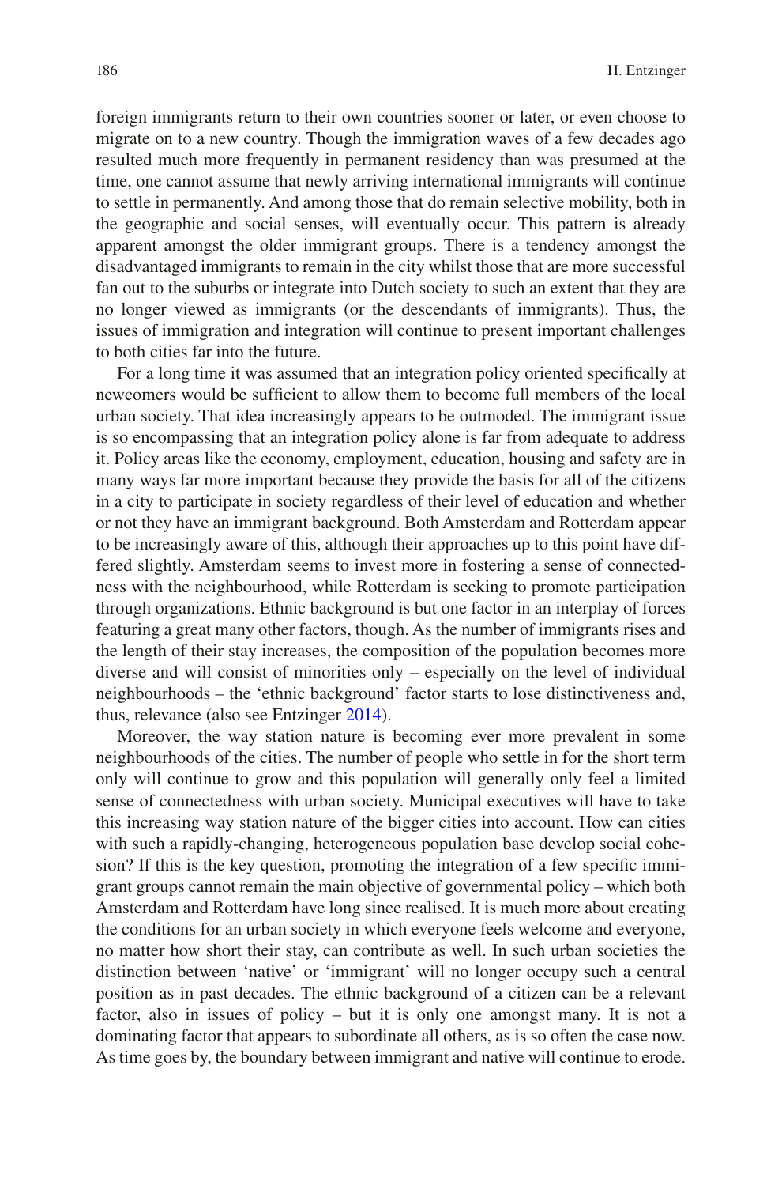foreign immigrants return to their own countries sooner or later, or even choose to migrate on to a new country. Though the immigration waves of a few decades ago resulted much more frequently in permanent residency than was presumed at the time, one cannot assume that newly arriving international immigrants will continue to settle in permanently. And among those that do remain selective mobility, both in the geographic and social senses, will eventually occur. This pattern is already apparent amongst the older immigrant groups. There is a tendency amongst the disadvantaged immigrants to remain in the city whilst those that are more successful fan out to the suburbs or integrate into Dutch society to such an extent that they are no longer viewed as immigrants (or the descendants of immigrants). Thus, the issues of immigration and integration will continue to present important challenges to both cities far into the future.

For a long time it was assumed that an integration policy oriented specifically at newcomers would be sufficient to allow them to become full members of the local urban society. That idea increasingly appears to be outmoded. The immigrant issue is so encompassing that an integration policy alone is far from adequate to address it. Policy areas like the economy, employment, education, housing and safety are in many ways far more important because they provide the basis for all of the citizens in a city to participate in society regardless of their level of education and whether or not they have an immigrant background. Both Amsterdam and Rotterdam appear to be increasingly aware of this, although their approaches up to this point have differed slightly. Amsterdam seems to invest more in fostering a sense of connectedness with the neighbourhood, while Rotterdam is seeking to promote participation through organizations. Ethnic background is but one factor in an interplay of forces featuring a great many other factors, though. As the number of immigrants rises and the length of their stay increases, the composition of the population becomes more diverse and will consist of minorities only – especially on the level of individual neighbourhoods – the 'ethnic background' factor starts to lose distinctiveness and, thus, relevance (also see Entzinger 2014).

Moreover, the way station nature is becoming ever more prevalent in some neighbourhoods of the cities. The number of people who settle in for the short term only will continue to grow and this population will generally only feel a limited sense of connectedness with urban society. Municipal executives will have to take this increasing way station nature of the bigger cities into account. How can cities with such a rapidly-changing, heterogeneous population base develop social cohesion? If this is the key question, promoting the integration of a few specific immigrant groups cannot remain the main objective of governmental policy – which both Amsterdam and Rotterdam have long since realised. It is much more about creating the conditions for an urban society in which everyone feels welcome and everyone, no matter how short their stay, can contribute as well. In such urban societies the distinction between 'native' or 'immigrant' will no longer occupy such a central position as in past decades. The ethnic background of a citizen can be a relevant factor, also in issues of policy – but it is only one amongst many. It is not a dominating factor that appears to subordinate all others, as is so often the case now. As time goes by, the boundary between immigrant and native will continue to erode.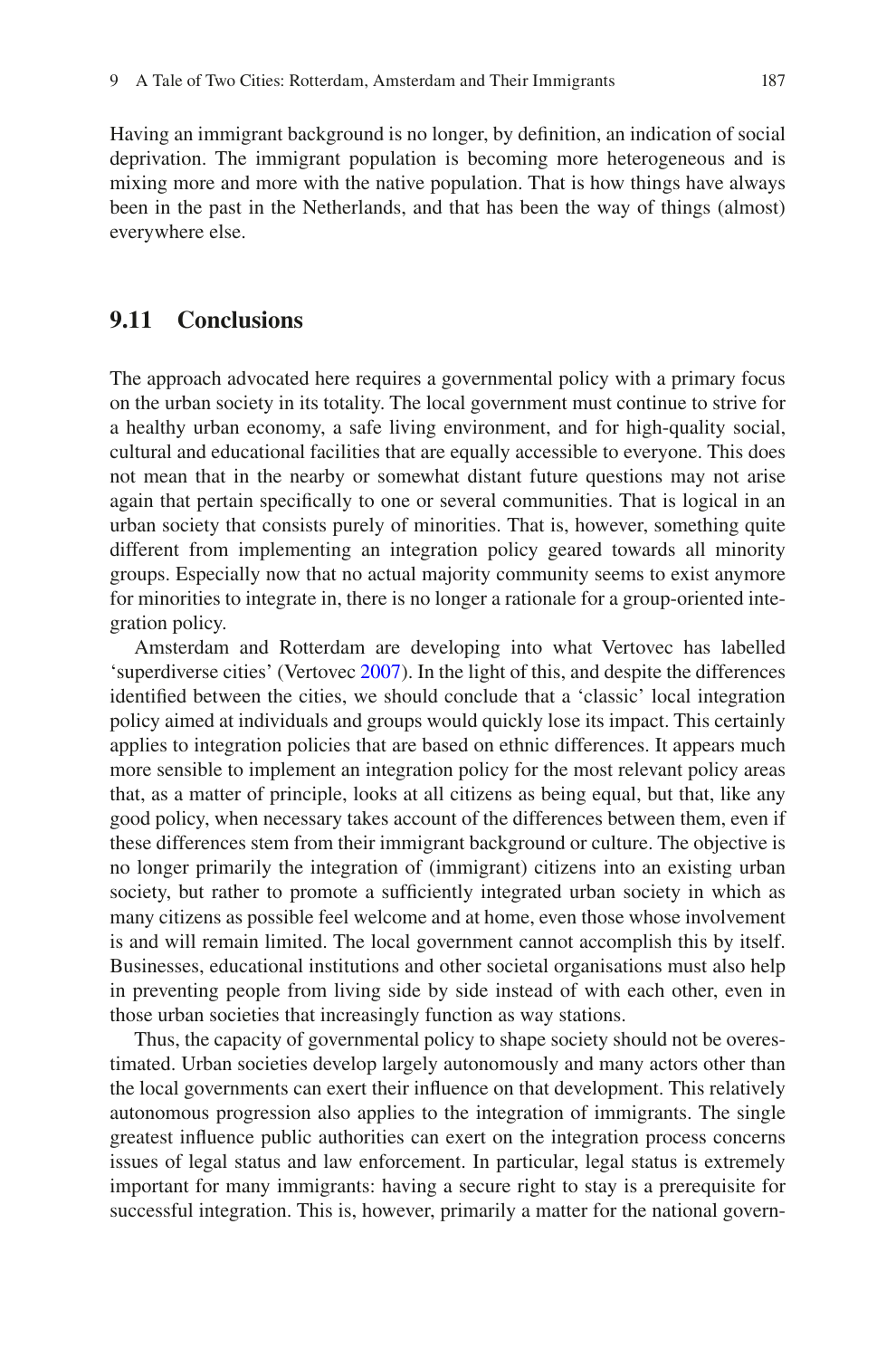Having an immigrant background is no longer, by definition, an indication of social deprivation. The immigrant population is becoming more heterogeneous and is mixing more and more with the native population. That is how things have always been in the past in the Netherlands, and that has been the way of things (almost) everywhere else.

## 9.11 Conclusions

The approach advocated here requires a governmental policy with a primary focus on the urban society in its totality. The local government must continue to strive for a healthy urban economy, a safe living environment, and for high-quality social, cultural and educational facilities that are equally accessible to everyone. This does not mean that in the nearby or somewhat distant future questions may not arise again that pertain specifically to one or several communities. That is logical in an urban society that consists purely of minorities. That is, however, something quite different from implementing an integration policy geared towards all minority groups. Especially now that no actual majority community seems to exist anymore for minorities to integrate in, there is no longer a rationale for a group-oriented integration policy.

Amsterdam and Rotterdam are developing into what Vertovec has labelled 'superdiverse cities' (Vertovec 2007). In the light of this, and despite the differences identified between the cities, we should conclude that a 'classic' local integration policy aimed at individuals and groups would quickly lose its impact. This certainly applies to integration policies that are based on ethnic differences. It appears much more sensible to implement an integration policy for the most relevant policy areas that, as a matter of principle, looks at all citizens as being equal, but that, like any good policy, when necessary takes account of the differences between them, even if these differences stem from their immigrant background or culture. The objective is no longer primarily the integration of (immigrant) citizens into an existing urban society, but rather to promote a sufficiently integrated urban society in which as many citizens as possible feel welcome and at home, even those whose involvement is and will remain limited. The local government cannot accomplish this by itself. Businesses, educational institutions and other societal organisations must also help in preventing people from living side by side instead of with each other, even in those urban societies that increasingly function as way stations.

Thus, the capacity of governmental policy to shape society should not be overestimated. Urban societies develop largely autonomously and many actors other than the local governments can exert their influence on that development. This relatively autonomous progression also applies to the integration of immigrants. The single greatest influence public authorities can exert on the integration process concerns issues of legal status and law enforcement. In particular, legal status is extremely important for many immigrants: having a secure right to stay is a prerequisite for successful integration. This is, however, primarily a matter for the national govern-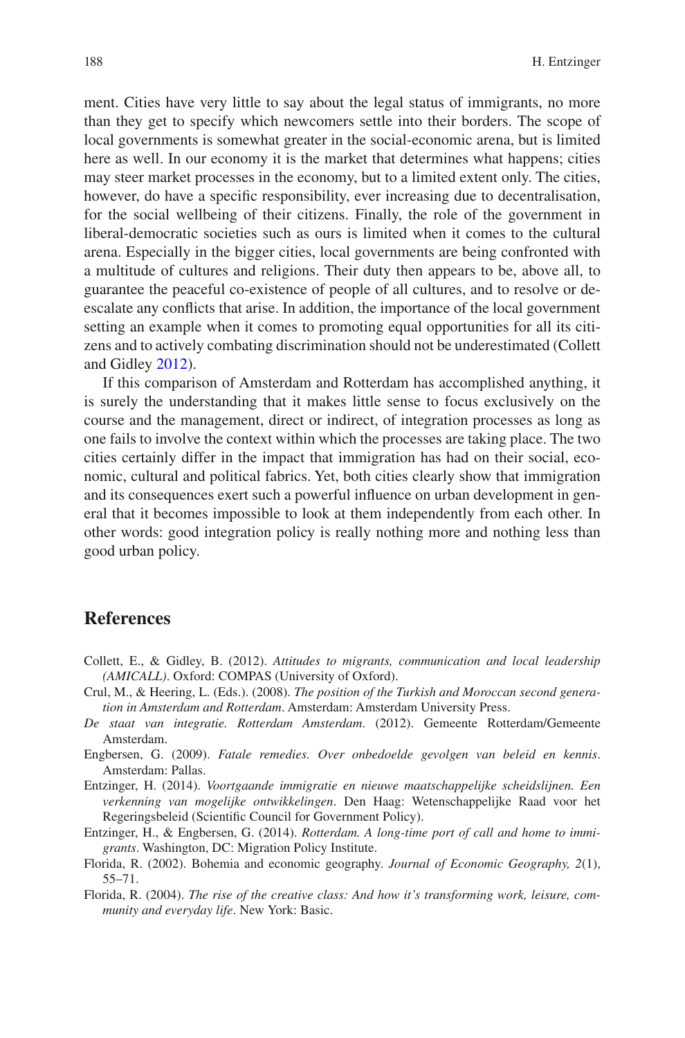ment. Cities have very little to say about the legal status of immigrants, no more than they get to specify which newcomers settle into their borders. The scope of local governments is somewhat greater in the social-economic arena, but is limited here as well. In our economy it is the market that determines what happens; cities may steer market processes in the economy, but to a limited extent only. The cities, however, do have a specific responsibility, ever increasing due to decentralisation, for the social wellbeing of their citizens. Finally, the role of the government in liberal-democratic societies such as ours is limited when it comes to the cultural arena. Especially in the bigger cities, local governments are being confronted with a multitude of cultures and religions. Their duty then appears to be, above all, to guarantee the peaceful co-existence of people of all cultures, and to resolve or de-escalate any conflicts that arise. In addition, the importance of the local government setting an example when it comes to promoting equal opportunities for all its citizens and to actively combating discrimination should not be underestimated (Collett and Gidley 2012).

If this comparison of Amsterdam and Rotterdam has accomplished anything, it is surely the understanding that it makes little sense to focus exclusively on the course and the management, direct or indirect, of integration processes as long as one fails to involve the context within which the processes are taking place. The two cities certainly differ in the impact that immigration has had on their social, economic, cultural and political fabrics. Yet, both cities clearly show that immigration and its consequences exert such a powerful influence on urban development in general that it becomes impossible to look at them independently from each other. In other words: good integration policy is really nothing more and nothing less than good urban policy.

## References

Collett, E., & Gidley, B. (2012). *Attitudes to migrants, communication and local leadership (AMICALL)*. Oxford: COMPAS (University of Oxford).

Crul, M., & Heering, L. (Eds.). (2008). *The position of the Turkish and Moroccan second generation in Amsterdam and Rotterdam*. Amsterdam: Amsterdam University Press.

*De staat van integratie. Rotterdam Amsterdam*. (2012). Gemeente Rotterdam/Gemeente Amsterdam.

Engbersen, G. (2009). *Fatale remedies. Over onbedoelde gevolgen van beleid en kennis*. Amsterdam: Pallas.

Entzinger, H. (2014). *Voortgaande immigratie en nieuwe maatschappelijke scheidslijnen. Een verkenning van mogelijke ontwikkelingen*. Den Haag: Wetenschappelijke Raad voor het Regeringsbeleid (Scientific Council for Government Policy).

Entzinger, H., & Engbersen, G. (2014). *Rotterdam. A long-time port of call and home to immigrants*. Washington, DC: Migration Policy Institute.

Florida, R. (2002). Bohemia and economic geography. *Journal of Economic Geography, 2*(1), 55–71.

Florida, R. (2004). *The rise of the creative class: And how it's transforming work, leisure, community and everyday life*. New York: Basic.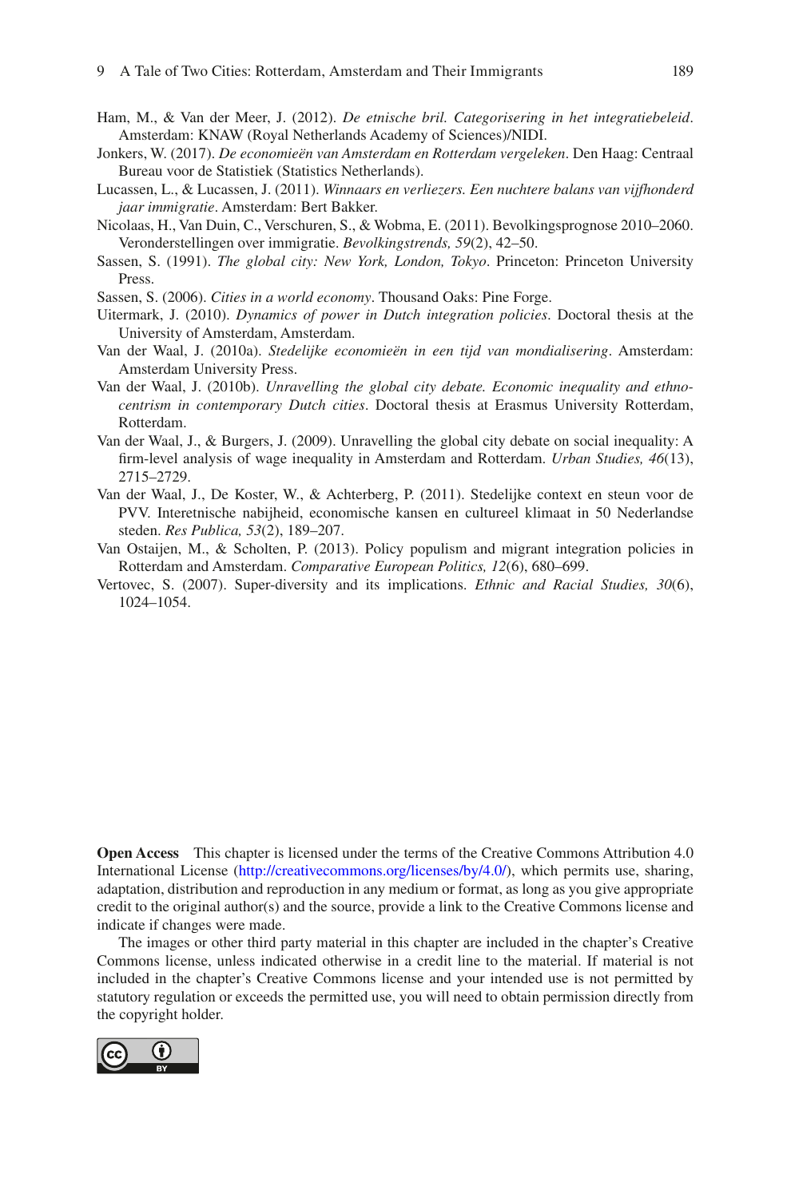Ham, M., & Van der Meer, J. (2012). *De etnische bril. Categorisering in het integratiebeleid*. Amsterdam: KNAW (Royal Netherlands Academy of Sciences)/NIDI.

Jonkers, W. (2017). *De economieën van Amsterdam en Rotterdam vergeleken*. Den Haag: Centraal Bureau voor de Statistiek (Statistics Netherlands).

Lucassen, L., & Lucassen, J. (2011). *Winnaars en verliezers. Een nuchtere balans van vijfhonderd jaar immigratie*. Amsterdam: Bert Bakker.

Nicolaas, H., Van Duin, C., Verschuren, S., & Wobma, E. (2011). Bevolkingsprognose 2010–2060. Veronderstellingen over immigratie. *Bevolkingstrends, 59*(2), 42–50.

Sassen, S. (1991). *The global city: New York, London, Tokyo*. Princeton: Princeton University Press.

Sassen, S. (2006). *Cities in a world economy*. Thousand Oaks: Pine Forge.

Uitermark, J. (2010). *Dynamics of power in Dutch integration policies*. Doctoral thesis at the University of Amsterdam, Amsterdam.

Van der Waal, J. (2010a). *Stedelijke economieën in een tijd van mondialisering*. Amsterdam: Amsterdam University Press.

Van der Waal, J. (2010b). *Unravelling the global city debate. Economic inequality and ethnocentrism in contemporary Dutch cities*. Doctoral thesis at Erasmus University Rotterdam, Rotterdam.

Van der Waal, J., & Burgers, J. (2009). Unravelling the global city debate on social inequality: A firm-level analysis of wage inequality in Amsterdam and Rotterdam. *Urban Studies, 46*(13), 2715–2729.

Van der Waal, J., De Koster, W., & Achterberg, P. (2011). Stedelijke context en steun voor de PVV. Interetnische nabijheid, economische kansen en cultureel klimaat in 50 Nederlandse steden. *Res Publica, 53*(2), 189–207.

Van Ostaijen, M., & Scholten, P. (2013). Policy populism and migrant integration policies in Rotterdam and Amsterdam. *Comparative European Politics, 12*(6), 680–699.

Vertovec, S. (2007). Super-diversity and its implications. *Ethnic and Racial Studies, 30*(6), 1024–1054.

**Open Access** This chapter is licensed under the terms of the Creative Commons Attribution 4.0 International License (http://creativecommons.org/licenses/by/4.0/), which permits use, sharing, adaptation, distribution and reproduction in any medium or format, as long as you give appropriate credit to the original author(s) and the source, provide a link to the Creative Commons license and indicate if changes were made.

The images or other third party material in this chapter are included in the chapter's Creative Commons license, unless indicated otherwise in a credit line to the material. If material is not included in the chapter's Creative Commons license and your intended use is not permitted by statutory regulation or exceeds the permitted use, you will need to obtain permission directly from the copyright holder.